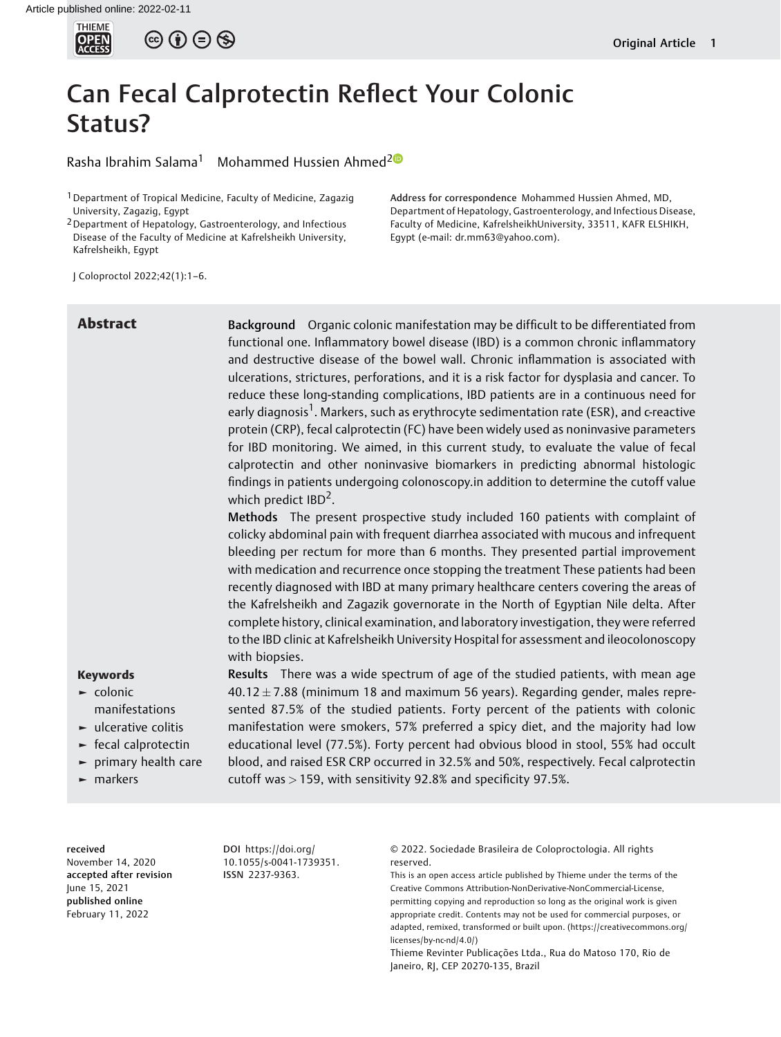# Can Fecal Calprotectin Reflect Your Colonic Status?

Rasha Ibrahim Salama[1] Mohammed Hussien Ahmed[2]

[1] Department of Tropical Medicine, Faculty of Medicine, Zagazig University, Zagazig, Egypt

[2] Department of Hepatology, Gastroenterology, and Infectious Disease of the Faculty of Medicine at Kafrelsheikh University, Kafrelsheikh, Egypt

Address for correspondence Mohammed Hussien Ahmed, MD, Department of Hepatology, Gastroenterology, and Infectious Disease, Faculty of Medicine, KafrelsheikhUniversity, 33511, KAFR ELSHIKH, Egypt (e-mail: dr.mm63@yahoo.com).

J Coloproctol 2022;42(1):1–6.

## Abstract

**Background** Organic colonic manifestation may be difficult to be differentiated from functional one. Inflammatory bowel disease (IBD) is a common chronic inflammatory and destructive disease of the bowel wall. Chronic inflammation is associated with ulcerations, strictures, perforations, and it is a risk factor for dysplasia and cancer. To reduce these long-standing complications, IBD patients are in a continuous need for early diagnosis[1]. Markers, such as erythrocyte sedimentation rate (ESR), and c-reactive protein (CRP), fecal calprotectin (FC) have been widely used as noninvasive parameters for IBD monitoring. We aimed, in this current study, to evaluate the value of fecal calprotectin and other noninvasive biomarkers in predicting abnormal histologic findings in patients undergoing colonoscopy.in addition to determine the cutoff value which predict IBD[2].

**Methods** The present prospective study included 160 patients with complaint of colicky abdominal pain with frequent diarrhea associated with mucous and infrequent bleeding per rectum for more than 6 months. They presented partial improvement with medication and recurrence once stopping the treatment These patients had been recently diagnosed with IBD at many primary healthcare centers covering the areas of the Kafrelsheikh and Zagazik governorate in the North of Egyptian Nile delta. After complete history, clinical examination, and laboratory investigation, they were referred to the IBD clinic at Kafrelsheikh University Hospital for assessment and ileocolonoscopy with biopsies.

**Results** There was a wide spectrum of age of the studied patients, with mean age $40.12 \pm 7.88$ (minimum 18 and maximum 56 years). Regarding gender, males represented 87.5% of the studied patients. Forty percent of the patients with colonic manifestation were smokers, 57% preferred a spicy diet, and the majority had low educational level (77.5%). Forty percent had obvious blood in stool, 55% had occult blood, and raised ESR CRP occurred in 32.5% and 50%, respectively. Fecal calprotectin cutoff was $> 159$, with sensitivity 92.8% and specificity 97.5%.

**Keywords**

- colonic manifestations
- ulcerative colitis
- fecal calprotectin
- primary health care
- markers

**received** November 14, 2020
**accepted after revision** June 15, 2021
**published online** February 11, 2022

DOI https://doi.org/10.1055/s-0041-1739351.
ISSN 2237-9363.

© 2022. Sociedade Brasileira de Coloproctologia. All rights reserved.

This is an open access article published by Thieme under the terms of the Creative Commons Attribution-NonDerivative-NonCommercial-License, permitting copying and reproduction so long as the original work is given appropriate credit. Contents may not be used for commercial purposes, or adapted, remixed, transformed or built upon. (https://creativecommons.org/licenses/by-nc-nd/4.0/)

Thieme Revinter Publicações Ltda., Rua do Matoso 170, Rio de Janeiro, RJ, CEP 20270-135, Brazil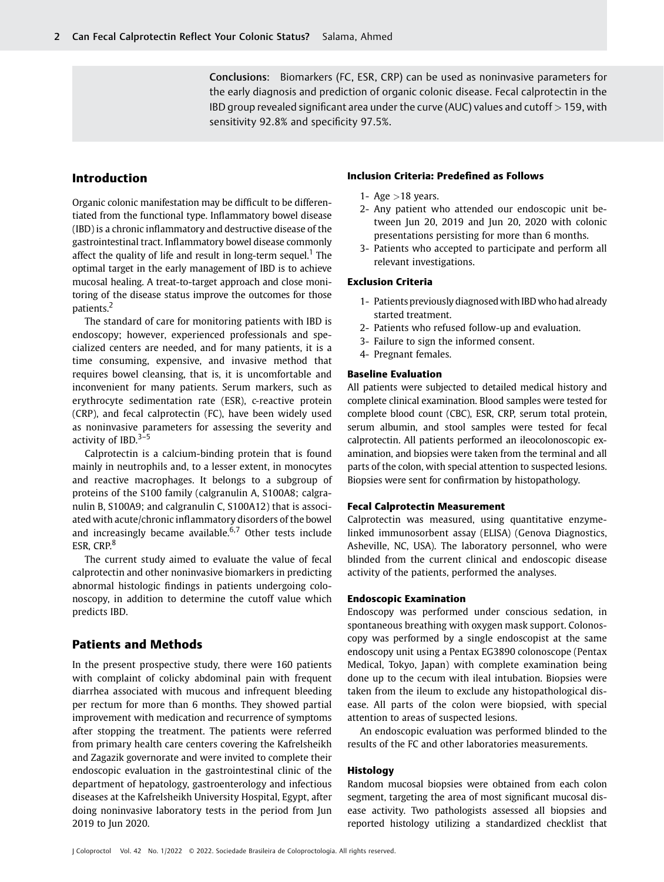**Conclusions**: Biomarkers (FC, ESR, CRP) can be used as noninvasive parameters for the early diagnosis and prediction of organic colonic disease. Fecal calprotectin in the IBD group revealed significant area under the curve (AUC) values and cutoff > 159, with sensitivity 92.8% and specificity 97.5%.

## Introduction

Organic colonic manifestation may be difficult to be differentiated from the functional type. Inflammatory bowel disease (IBD) is a chronic inflammatory and destructive disease of the gastrointestinal tract. Inflammatory bowel disease commonly affect the quality of life and result in long-term sequel.[1] The optimal target in the early management of IBD is to achieve mucosal healing. A treat-to-target approach and close monitoring of the disease status improve the outcomes for those patients.[2]

The standard of care for monitoring patients with IBD is endoscopy; however, experienced professionals and specialized centers are needed, and for many patients, it is a time consuming, expensive, and invasive method that requires bowel cleansing, that is, it is uncomfortable and inconvenient for many patients. Serum markers, such as erythrocyte sedimentation rate (ESR), c-reactive protein (CRP), and fecal calprotectin (FC), have been widely used as noninvasive parameters for assessing the severity and activity of IBD.[3–5]

Calprotectin is a calcium-binding protein that is found mainly in neutrophils and, to a lesser extent, in monocytes and reactive macrophages. It belongs to a subgroup of proteins of the S100 family (calgranulin A, S100A8; calgranulin B, S100A9; and calgranulin C, S100A12) that is associated with acute/chronic inflammatory disorders of the bowel and increasingly became available.[6,7] Other tests include ESR, CRP.[8]

The current study aimed to evaluate the value of fecal calprotectin and other noninvasive biomarkers in predicting abnormal histologic findings in patients undergoing colonoscopy, in addition to determine the cutoff value which predicts IBD.

## Patients and Methods

In the present prospective study, there were 160 patients with complaint of colicky abdominal pain with frequent diarrhea associated with mucous and infrequent bleeding per rectum for more than 6 months. They showed partial improvement with medication and recurrence of symptoms after stopping the treatment. The patients were referred from primary health care centers covering the Kafrelsheikh and Zagazik governorate and were invited to complete their endoscopic evaluation in the gastrointestinal clinic of the department of hepatology, gastroenterology and infectious diseases at the Kafrelsheikh University Hospital, Egypt, after doing noninvasive laboratory tests in the period from Jun 2019 to Jun 2020.

### Inclusion Criteria: Predefined as Follows

1- Age >18 years.
2- Any patient who attended our endoscopic unit between Jun 20, 2019 and Jun 20, 2020 with colonic presentations persisting for more than 6 months.
3- Patients who accepted to participate and perform all relevant investigations.

### Exclusion Criteria

1- Patients previously diagnosed with IBD who had already started treatment.
2- Patients who refused follow-up and evaluation.
3- Failure to sign the informed consent.
4- Pregnant females.

### Baseline Evaluation

All patients were subjected to detailed medical history and complete clinical examination. Blood samples were tested for complete blood count (CBC), ESR, CRP, serum total protein, serum albumin, and stool samples were tested for fecal calprotectin. All patients performed an ileocolonoscopic examination, and biopsies were taken from the terminal and all parts of the colon, with special attention to suspected lesions. Biopsies were sent for confirmation by histopathology.

### Fecal Calprotectin Measurement

Calprotectin was measured, using quantitative enzyme-linked immunosorbent assay (ELISA) (Genova Diagnostics, Asheville, NC, USA). The laboratory personnel, who were blinded from the current clinical and endoscopic disease activity of the patients, performed the analyses.

### Endoscopic Examination

Endoscopy was performed under conscious sedation, in spontaneous breathing with oxygen mask support. Colonoscopy was performed by a single endoscopist at the same endoscopy unit using a Pentax EG3890 colonoscope (Pentax Medical, Tokyo, Japan) with complete examination being done up to the cecum with ileal intubation. Biopsies were taken from the ileum to exclude any histopathological disease. All parts of the colon were biopsied, with special attention to areas of suspected lesions.

An endoscopic evaluation was performed blinded to the results of the FC and other laboratories measurements.

### Histology

Random mucosal biopsies were obtained from each colon segment, targeting the area of most significant mucosal disease activity. Two pathologists assessed all biopsies and reported histology utilizing a standardized checklist that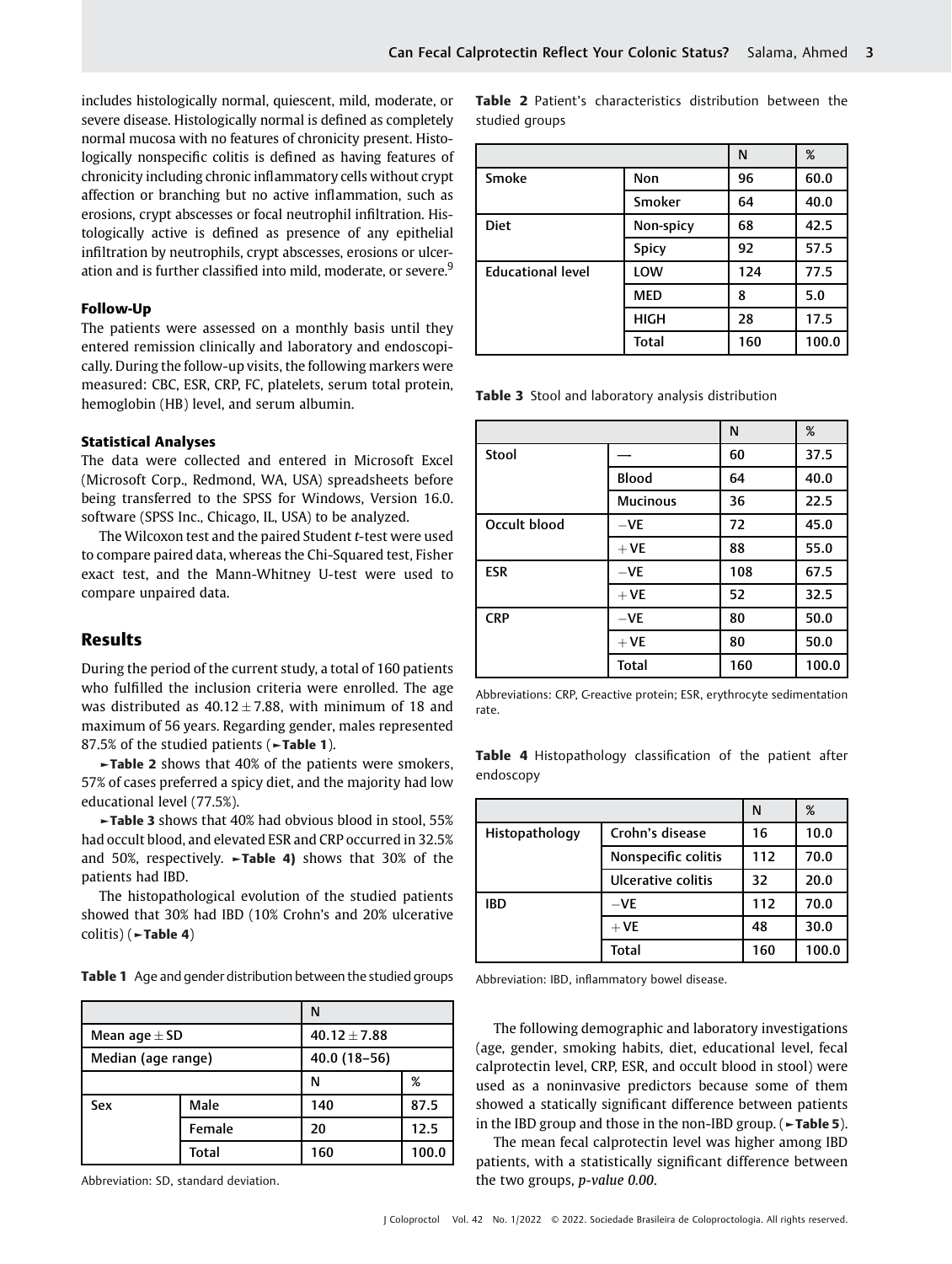includes histologically normal, quiescent, mild, moderate, or severe disease. Histologically normal is defined as completely normal mucosa with no features of chronicity present. Histologically nonspecific colitis is defined as having features of chronicity including chronic inflammatory cells without crypt affection or branching but no active inflammation, such as erosions, crypt abscesses or focal neutrophil infiltration. Histologically active is defined as presence of any epithelial infiltration by neutrophils, crypt abscesses, erosions or ulceration and is further classified into mild, moderate, or severe.[9]

### Follow-Up

The patients were assessed on a monthly basis until they entered remission clinically and laboratory and endoscopically. During the follow-up visits, the following markers were measured: CBC, ESR, CRP, FC, platelets, serum total protein, hemoglobin (HB) level, and serum albumin.

### Statistical Analyses

The data were collected and entered in Microsoft Excel (Microsoft Corp., Redmond, WA, USA) spreadsheets before being transferred to the SPSS for Windows, Version 16.0. software (SPSS Inc., Chicago, IL, USA) to be analyzed.

The Wilcoxon test and the paired Student *t*-test were used to compare paired data, whereas the Chi-Squared test, Fisher exact test, and the Mann-Whitney U-test were used to compare unpaired data.

## Results

During the period of the current study, a total of 160 patients who fulfilled the inclusion criteria were enrolled. The age was distributed as $40.12 \pm 7.88$, with minimum of 18 and maximum of 56 years. Regarding gender, males represented 87.5% of the studied patients (►Table 1).

►Table 2 shows that 40% of the patients were smokers, 57% of cases preferred a spicy diet, and the majority had low educational level (77.5%).

►Table 3 shows that 40% had obvious blood in stool, 55% had occult blood, and elevated ESR and CRP occurred in 32.5% and 50%, respectively. ►Table 4) shows that 30% of the patients had IBD.

The histopathological evolution of the studied patients showed that 30% had IBD (10% Crohn's and 20% ulcerative colitis) (►Table 4)

**Table 1** Age and gender distribution between the studied groups

| | | N | |
|---|---|---|---|
| Mean age ± SD | | 40.12 ± 7.88 | |
| Median (age range) | | 40.0 (18–56) | |
| | | N | % |
| Sex | Male | 140 | 87.5 |
| | Female | 20 | 12.5 |
| | Total | 160 | 100.0 |

Abbreviation: SD, standard deviation.

**Table 2** Patient's characteristics distribution between the studied groups

| | | N | % |
|---|---|---|---|
| Smoke | Non | 96 | 60.0 |
| | Smoker | 64 | 40.0 |
| Diet | Non-spicy | 68 | 42.5 |
| | Spicy | 92 | 57.5 |
| Educational level | LOW | 124 | 77.5 |
| | MED | 8 | 5.0 |
| | HIGH | 28 | 17.5 |
| | Total | 160 | 100.0 |

**Table 3** Stool and laboratory analysis distribution

| | | N | % |
|---|---|---|---|
| Stool | — | 60 | 37.5 |
| | Blood | 64 | 40.0 |
| | Mucinous | 36 | 22.5 |
| Occult blood | −VE | 72 | 45.0 |
| | +VE | 88 | 55.0 |
| ESR | −VE | 108 | 67.5 |
| | +VE | 52 | 32.5 |
| CRP | −VE | 80 | 50.0 |
| | +VE | 80 | 50.0 |
| | Total | 160 | 100.0 |

Abbreviations: CRP, C-reactive protein; ESR, erythrocyte sedimentation rate.

**Table 4** Histopathology classification of the patient after endoscopy

| | | N | % |
|---|---|---|---|
| Histopathology | Crohn's disease | 16 | 10.0 |
| | Nonspecific colitis | 112 | 70.0 |
| | Ulcerative colitis | 32 | 20.0 |
| IBD | −VE | 112 | 70.0 |
| | +VE | 48 | 30.0 |
| | Total | 160 | 100.0 |

Abbreviation: IBD, inflammatory bowel disease.

The following demographic and laboratory investigations (age, gender, smoking habits, diet, educational level, fecal calprotectin level, CRP, ESR, and occult blood in stool) were used as a noninvasive predictors because some of them showed a statically significant difference between patients in the IBD group and those in the non-IBD group. (►Table 5).

The mean fecal calprotectin level was higher among IBD patients, with a statistically significant difference between the two groups, *p-value 0.00*.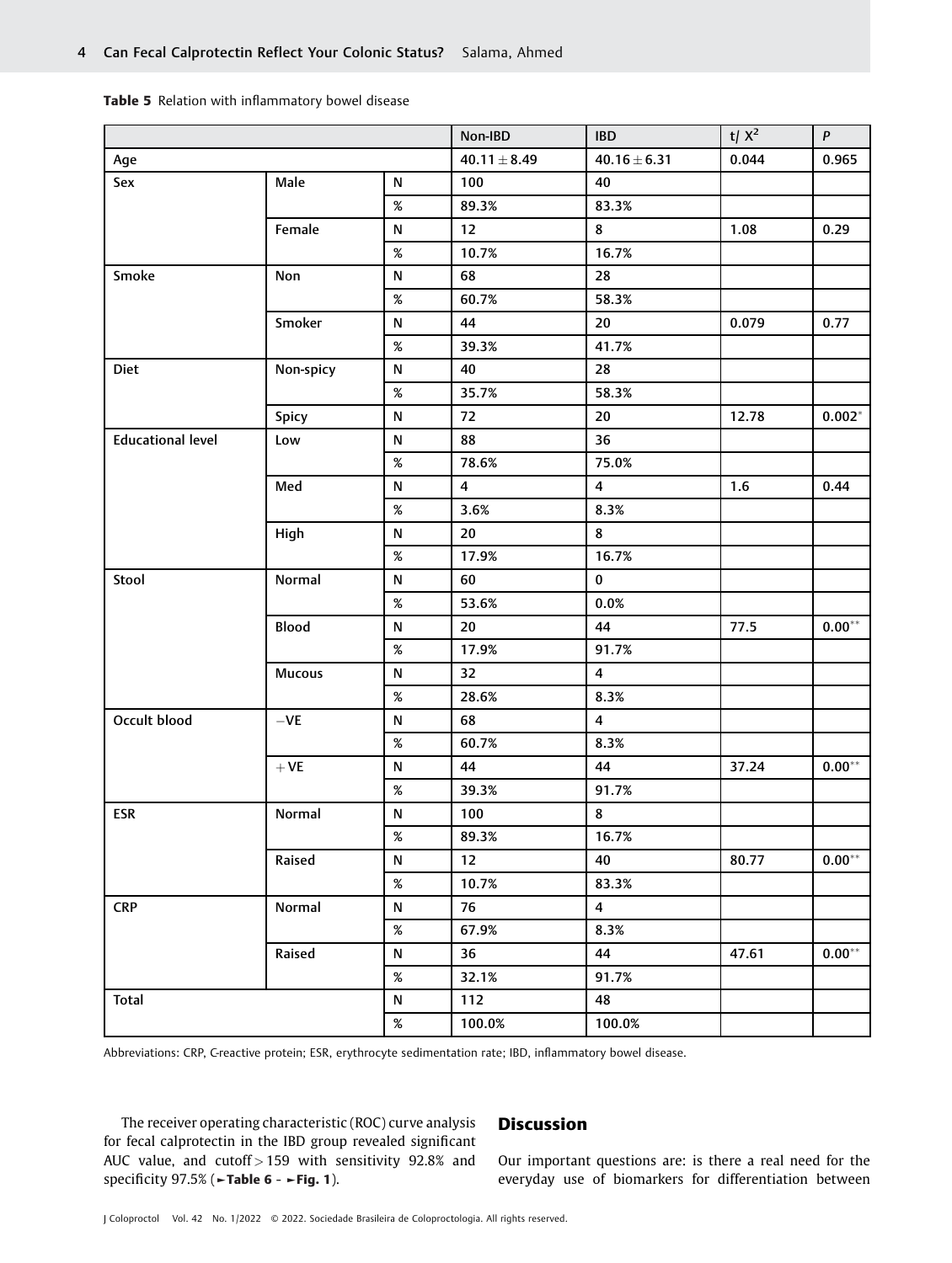**Table 5** Relation with inflammatory bowel disease

| | | | Non-IBD | IBD | t/ $X^2$ | *P* |
|---|---|---|---|---|---|---|
| Age | | | $40.11 \pm 8.49$ | $40.16 \pm 6.31$ | 0.044 | 0.965 |
| Sex | Male | N | 100 | 40 | | |
| | | % | 89.3% | 83.3% | | |
| | Female | N | 12 | 8 | 1.08 | 0.29 |
| | | % | 10.7% | 16.7% | | |
| Smoke | Non | N | 68 | 28 | | |
| | | % | 60.7% | 58.3% | | |
| | Smoker | N | 44 | 20 | 0.079 | 0.77 |
| | | % | 39.3% | 41.7% | | |
| Diet | Non-spicy | N | 40 | 28 | | |
| | | % | 35.7% | 58.3% | | |
| | Spicy | N | 72 | 20 | 12.78 | 0.002* |
| Educational level | Low | N | 88 | 36 | | |
| | | % | 78.6% | 75.0% | | |
| | Med | N | 4 | 4 | 1.6 | 0.44 |
| | | % | 3.6% | 8.3% | | |
| | High | N | 20 | 8 | | |
| | | % | 17.9% | 16.7% | | |
| Stool | Normal | N | 60 | 0 | | |
| | | % | 53.6% | 0.0% | | |
| | Blood | N | 20 | 44 | 77.5 | 0.00** |
| | | % | 17.9% | 91.7% | | |
| | Mucous | N | 32 | 4 | | |
| | | % | 28.6% | 8.3% | | |
| Occult blood | −VE | N | 68 | 4 | | |
| | | % | 60.7% | 8.3% | | |
| | +VE | N | 44 | 44 | 37.24 | 0.00** |
| | | % | 39.3% | 91.7% | | |
| ESR | Normal | N | 100 | 8 | | |
| | | % | 89.3% | 16.7% | | |
| | Raised | N | 12 | 40 | 80.77 | 0.00** |
| | | % | 10.7% | 83.3% | | |
| CRP | Normal | N | 76 | 4 | | |
| | | % | 67.9% | 8.3% | | |
| | Raised | N | 36 | 44 | 47.61 | 0.00** |
| | | % | 32.1% | 91.7% | | |
| Total | | N | 112 | 48 | | |
| | | % | 100.0% | 100.0% | | |

Abbreviations: CRP, C-reactive protein; ESR, erythrocyte sedimentation rate; IBD, inflammatory bowel disease.

The receiver operating characteristic (ROC) curve analysis for fecal calprotectin in the IBD group revealed significant AUC value, and cutoff > 159 with sensitivity 92.8% and specificity 97.5% (►**Table 6** - ►**Fig. 1**).

## Discussion

Our important questions are: is there a real need for the everyday use of biomarkers for differentiation between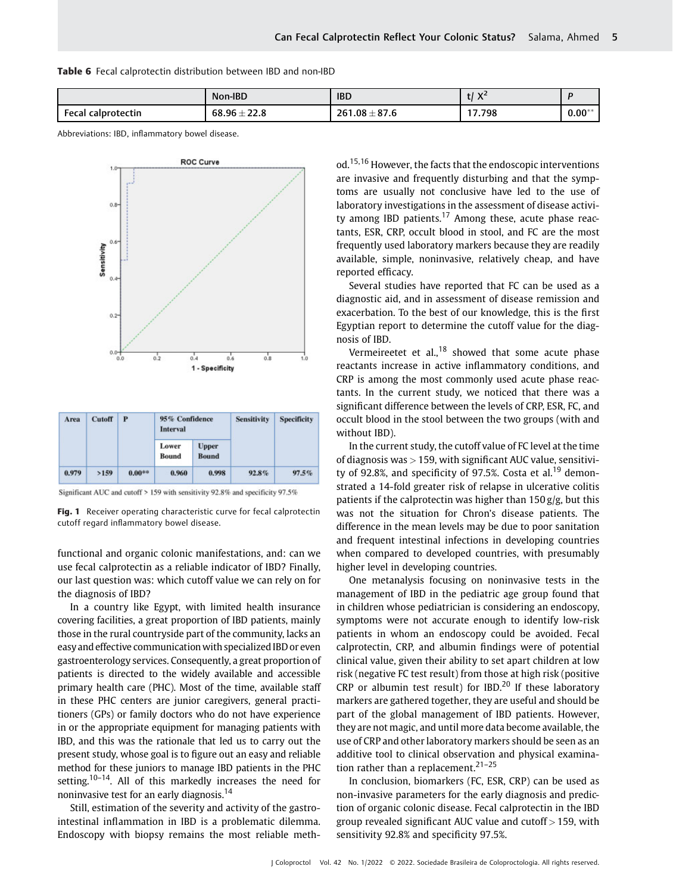**Table 6** Fecal calprotectin distribution between IBD and non-IBD

| | Non-IBD | IBD | t/ $X^2$ | P |
|---|---|---|---|---|
| Fecal calprotectin | 68.96 ± 22.8 | 261.08 ± 87.6 | 17.798 | 0.00** |

Abbreviations: IBD, inflammatory bowel disease.

| Area | Cutoff | P | 95% Confidence Interval | | Sensitivity | Specificity |
|---|---|---|---|---|---|---|
| | | | Lower Bound | Upper Bound | | |
| 0.979 | >159 | 0.00** | 0.960 | 0.998 | 92.8% | 97.5% |

Significant AUC and cutoff > 159 with sensitivity 92.8% and specificity 97.5%

**Fig. 1** Receiver operating characteristic curve for fecal calprotectin cutoff regard inflammatory bowel disease.

functional and organic colonic manifestations, and: can we use fecal calprotectin as a reliable indicator of IBD? Finally, our last question was: which cutoff value we can rely on for the diagnosis of IBD?

In a country like Egypt, with limited health insurance covering facilities, a great proportion of IBD patients, mainly those in the rural countryside part of the community, lacks an easy and effective communication with specialized IBD or even gastroenterology services. Consequently, a great proportion of patients is directed to the widely available and accessible primary health care (PHC). Most of the time, available staff in these PHC centers are junior caregivers, general practitioners (GPs) or family doctors who do not have experience in or the appropriate equipment for managing patients with IBD, and this was the rationale that led us to carry out the present study, whose goal is to figure out an easy and reliable method for these juniors to manage IBD patients in the PHC setting.[10–14]. All of this markedly increases the need for noninvasive test for an early diagnosis.[14]

Still, estimation of the severity and activity of the gastrointestinal inflammation in IBD is a problematic dilemma. Endoscopy with biopsy remains the most reliable method.[15,16] However, the facts that the endoscopic interventions are invasive and frequently disturbing and that the symptoms are usually not conclusive have led to the use of laboratory investigations in the assessment of disease activity among IBD patients.[17] Among these, acute phase reactants, ESR, CRP, occult blood in stool, and FC are the most frequently used laboratory markers because they are readily available, simple, noninvasive, relatively cheap, and have reported efficacy.

Several studies have reported that FC can be used as a diagnostic aid, and in assessment of disease remission and exacerbation. To the best of our knowledge, this is the first Egyptian report to determine the cutoff value for the diagnosis of IBD.

Vermeireetet et al.,[18] showed that some acute phase reactants increase in active inflammatory conditions, and CRP is among the most commonly used acute phase reactants. In the current study, we noticed that there was a significant difference between the levels of CRP, ESR, FC, and occult blood in the stool between the two groups (with and without IBD).

In the current study, the cutoff value of FC level at the time of diagnosis was > 159, with significant AUC value, sensitivity of 92.8%, and specificity of 97.5%. Costa et al.[19] demonstrated a 14-fold greater risk of relapse in ulcerative colitis patients if the calprotectin was higher than 150 g/g, but this was not the situation for Chron's disease patients. The difference in the mean levels may be due to poor sanitation and frequent intestinal infections in developing countries when compared to developed countries, with presumably higher level in developing countries.

One metanalysis focusing on noninvasive tests in the management of IBD in the pediatric age group found that in children whose pediatrician is considering an endoscopy, symptoms were not accurate enough to identify low-risk patients in whom an endoscopy could be avoided. Fecal calprotectin, CRP, and albumin findings were of potential clinical value, given their ability to set apart children at low risk (negative FC test result) from those at high risk (positive CRP or albumin test result) for IBD.[20] If these laboratory markers are gathered together, they are useful and should be part of the global management of IBD patients. However, they are not magic, and until more data become available, the use of CRP and other laboratory markers should be seen as an additive tool to clinical observation and physical examination rather than a replacement.[21–25]

In conclusion, biomarkers (FC, ESR, CRP) can be used as non-invasive parameters for the early diagnosis and prediction of organic colonic disease. Fecal calprotectin in the IBD group revealed significant AUC value and cutoff > 159, with sensitivity 92.8% and specificity 97.5%.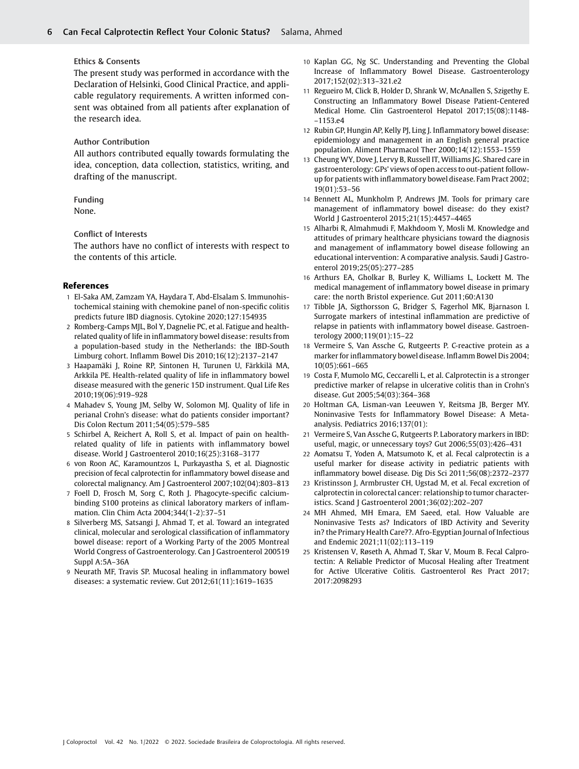#### Ethics & Consents

The present study was performed in accordance with the Declaration of Helsinki, Good Clinical Practice, and applicable regulatory requirements. A written informed consent was obtained from all patients after explanation of the research idea.

#### Author Contribution

All authors contributed equally towards formulating the idea, conception, data collection, statistics, writing, and drafting of the manuscript.

#### Funding

None.

#### Conflict of Interests

The authors have no conflict of interests with respect to the contents of this article.

## References

1. El-Saka AM, Zamzam YA, Haydara T, Abd-Elsalam S. Immunohistochemical staining with chemokine panel of non-specific colitis predicts future IBD diagnosis. Cytokine 2020;127:154935
2. Romberg-Camps MJL, Bol Y, Dagnelie PC, et al. Fatigue and health-related quality of life in inflammatory bowel disease: results from a population-based study in the Netherlands: the IBD-South Limburg cohort. Inflamm Bowel Dis 2010;16(12):2137–2147
3. Haapamäki J, Roine RP, Sintonen H, Turunen U, Färkkilä MA, Arkkila PE. Health-related quality of life in inflammatory bowel disease measured with the generic 15D instrument. Qual Life Res 2010;19(06):919–928
4. Mahadev S, Young JM, Selby W, Solomon MJ. Quality of life in perianal Crohn's disease: what do patients consider important? Dis Colon Rectum 2011;54(05):579–585
5. Schirbel A, Reichert A, Roll S, et al. Impact of pain on health-related quality of life in patients with inflammatory bowel disease. World J Gastroenterol 2010;16(25):3168–3177
6. von Roon AC, Karamountzos L, Purkayastha S, et al. Diagnostic precision of fecal calprotectin for inflammatory bowel disease and colorectal malignancy. Am J Gastroenterol 2007;102(04):803–813
7. Foell D, Frosch M, Sorg C, Roth J. Phagocyte-specific calcium-binding S100 proteins as clinical laboratory markers of inflammation. Clin Chim Acta 2004;344(1-2):37–51
8. Silverberg MS, Satsangi J, Ahmad T, et al. Toward an integrated clinical, molecular and serological classification of inflammatory bowel disease: report of a Working Party of the 2005 Montreal World Congress of Gastroenterology. Can J Gastroenterol 200519 Suppl A:5A–36A
9. Neurath MF, Travis SP. Mucosal healing in inflammatory bowel diseases: a systematic review. Gut 2012;61(11):1619–1635
10. Kaplan GG, Ng SC. Understanding and Preventing the Global Increase of Inflammatory Bowel Disease. Gastroenterology 2017;152(02):313–321.e2
11. Regueiro M, Click B, Holder D, Shrank W, McAnallen S, Szigethy E. Constructing an Inflammatory Bowel Disease Patient-Centered Medical Home. Clin Gastroenterol Hepatol 2017;15(08):1148–1153.e4
12. Rubin GP, Hungin AP, Kelly PJ, Ling J. Inflammatory bowel disease: epidemiology and management in an English general practice population. Aliment Pharmacol Ther 2000;14(12):1553–1559
13. Cheung WY, Dove J, Lervy B, Russell IT, Williams JG. Shared care in gastroenterology: GPs' views of open access to out-patient follow-up for patients with inflammatory bowel disease. Fam Pract 2002; 19(01):53–56
14. Bennett AL, Munkholm P, Andrews JM. Tools for primary care management of inflammatory bowel disease: do they exist? World J Gastroenterol 2015;21(15):4457–4465
15. Alharbi R, Almahmudi F, Makhdoom Y, Mosli M. Knowledge and attitudes of primary healthcare physicians toward the diagnosis and management of inflammatory bowel disease following an educational intervention: A comparative analysis. Saudi J Gastroenterol 2019;25(05):277–285
16. Arthurs EA, Gholkar B, Burley K, Williams L, Lockett M. The medical management of inflammatory bowel disease in primary care: the north Bristol experience. Gut 2011;60:A130
17. Tibble JA, Sigthorsson G, Bridger S, Fagerhol MK, Bjarnason I. Surrogate markers of intestinal inflammation are predictive of relapse in patients with inflammatory bowel disease. Gastroenterology 2000;119(01):15–22
18. Vermeire S, Van Assche G, Rutgeerts P. C-reactive protein as a marker for inflammatory bowel disease. Inflamm Bowel Dis 2004; 10(05):661–665
19. Costa F, Mumolo MG, Ceccarelli L, et al. Calprotectin is a stronger predictive marker of relapse in ulcerative colitis than in Crohn's disease. Gut 2005;54(03):364–368
20. Holtman GA, Lisman-van Leeuwen Y, Reitsma JB, Berger MY. Noninvasive Tests for Inflammatory Bowel Disease: A Meta-analysis. Pediatrics 2016;137(01):
21. Vermeire S, Van Assche G, Rutgeerts P. Laboratory markers in IBD: useful, magic, or unnecessary toys? Gut 2006;55(03):426–431
22. Aomatsu T, Yoden A, Matsumoto K, et al. Fecal calprotectin is a useful marker for disease activity in pediatric patients with inflammatory bowel disease. Dig Dis Sci 2011;56(08):2372–2377
23. Kristinsson J, Armbruster CH, Ugstad M, et al. Fecal excretion of calprotectin in colorectal cancer: relationship to tumor characteristics. Scand J Gastroenterol 2001;36(02):202–207
24. MH Ahmed, MH Emara, EM Saeed, etal. How Valuable are Noninvasive Tests as? Indicators of IBD Activity and Severity in? the Primary Health Care??. Afro-Egyptian Journal of Infectious and Endemic 2021;11(02):113–119
25. Kristensen V, Røseth A, Ahmad T, Skar V, Moum B. Fecal Calprotectin: A Reliable Predictor of Mucosal Healing after Treatment for Active Ulcerative Colitis. Gastroenterol Res Pract 2017; 2017:2098293